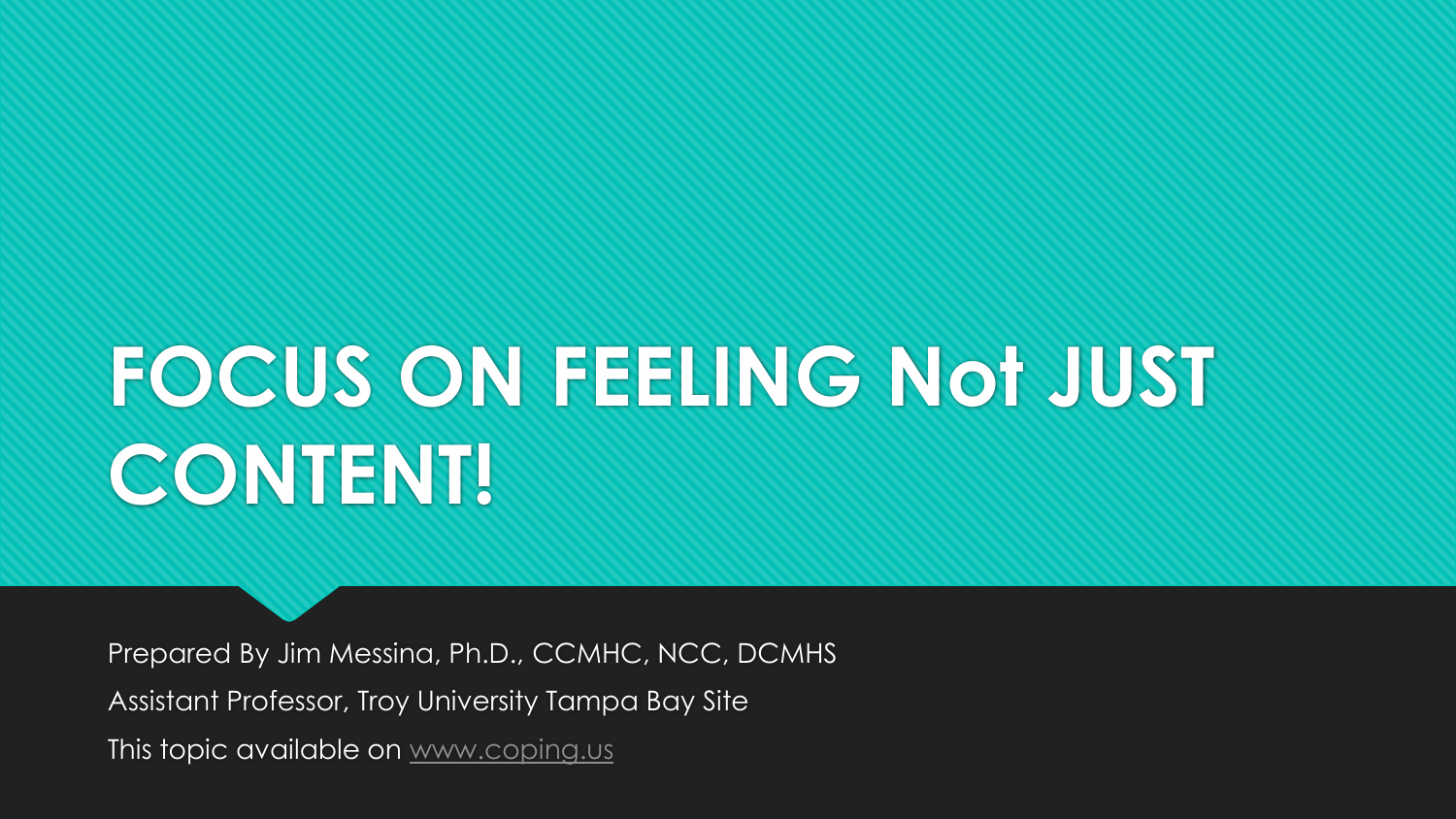# FOCUS ON FEELING Not JUST CONTENT!

Prepared By Jim Messina, Ph.D., CCMHC, NCC, DCMHS

Assistant Professor, Troy University Tampa Bay Site

This topic available on [www.coping.us](http://www.coping.us)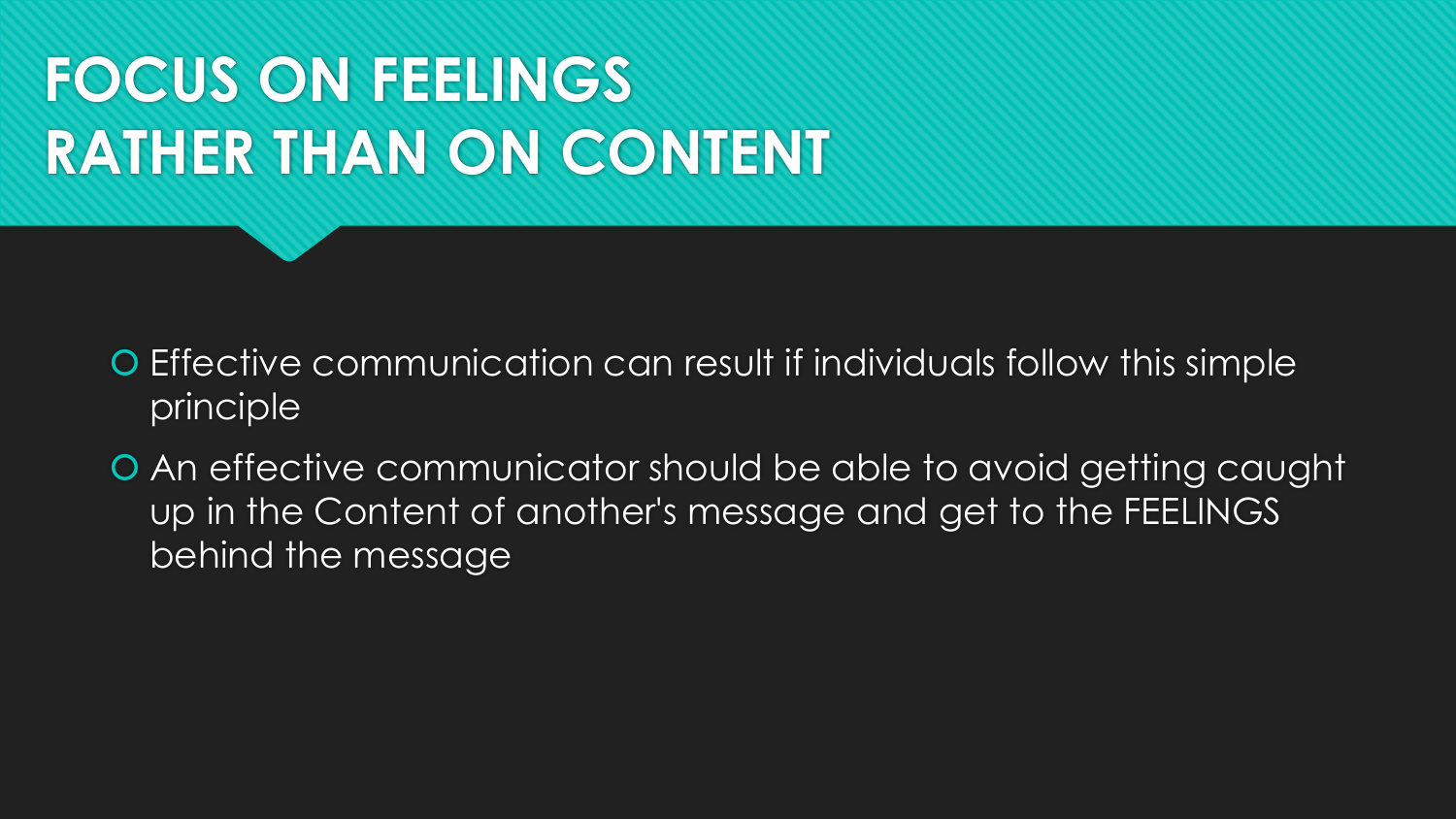# FOCUS ON FEELINGS RATHER THAN ON CONTENT

- Effective communication can result if individuals follow this simple principle
- An effective communicator should be able to avoid getting caught up in the Content of another's message and get to the FEELINGS behind the message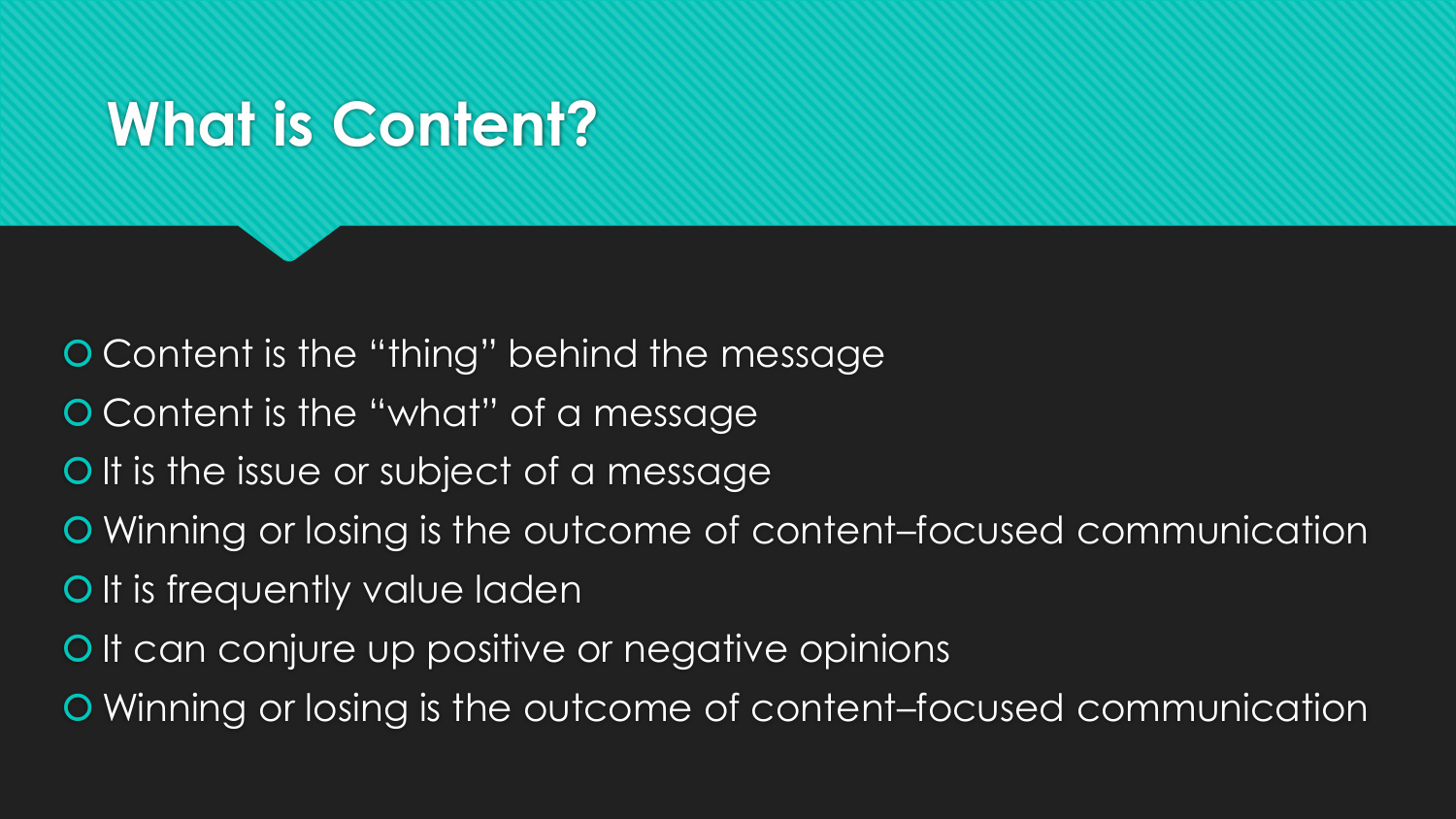# What is Content?

- Content is the “thing” behind the message
- Content is the “what” of a message
- It is the issue or subject of a message
- Winning or losing is the outcome of content–focused communication
- It is frequently value laden
- It can conjure up positive or negative opinions
- Winning or losing is the outcome of content–focused communication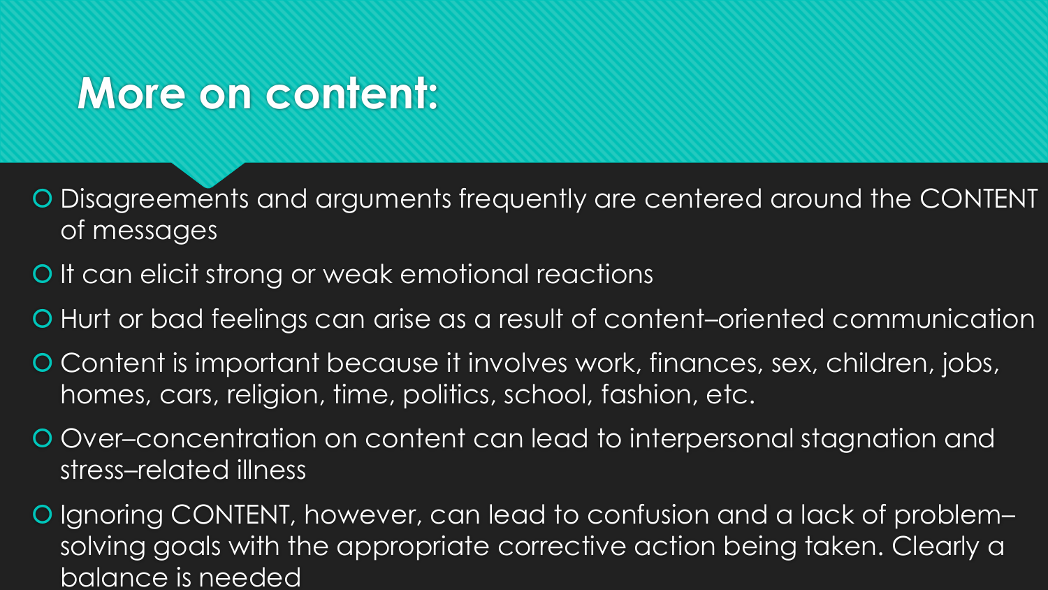# More on content:

- Disagreements and arguments frequently are centered around the CONTENT of messages
- It can elicit strong or weak emotional reactions
- Hurt or bad feelings can arise as a result of content–oriented communication
- Content is important because it involves work, finances, sex, children, jobs, homes, cars, religion, time, politics, school, fashion, etc.
- Over–concentration on content can lead to interpersonal stagnation and stress–related illness
- Ignoring CONTENT, however, can lead to confusion and a lack of problem–solving goals with the appropriate corrective action being taken. Clearly a balance is needed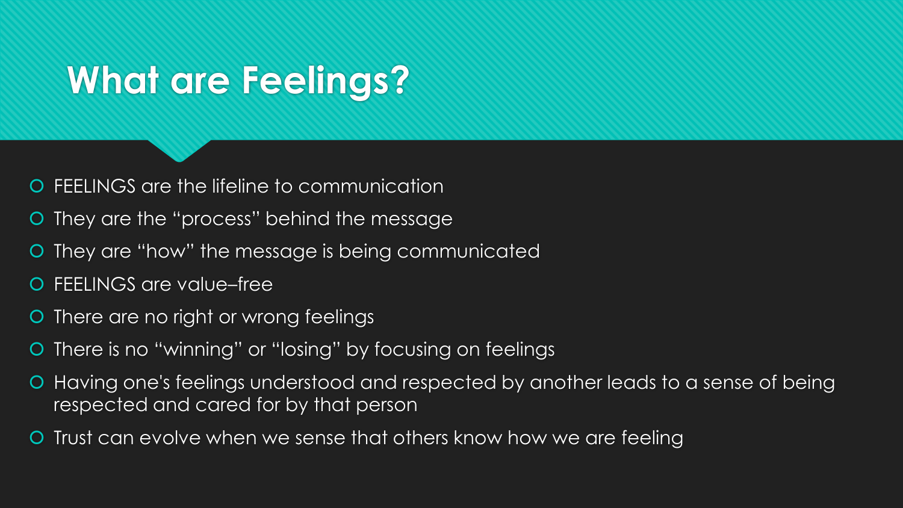# What are Feelings?

- FEELINGS are the lifeline to communication
- They are the "process" behind the message
- They are "how" the message is being communicated
- FEELINGS are value–free
- There are no right or wrong feelings
- There is no "winning" or "losing" by focusing on feelings
- Having one's feelings understood and respected by another leads to a sense of being respected and cared for by that person
- Trust can evolve when we sense that others know how we are feeling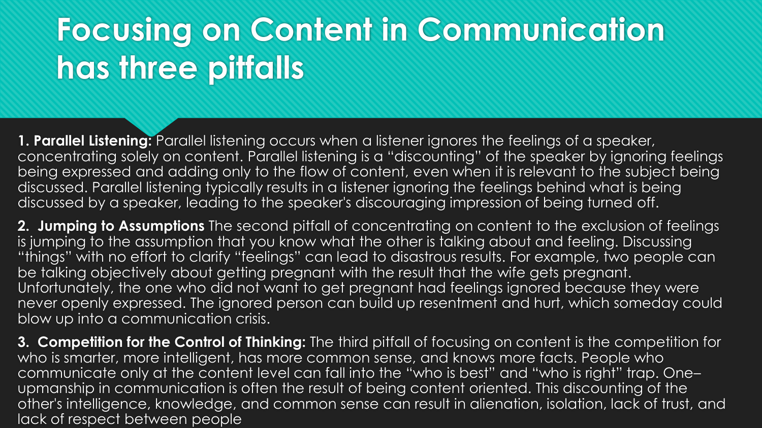# Focusing on Content in Communication has three pitfalls

**1. Parallel Listening:** Parallel listening occurs when a listener ignores the feelings of a speaker, concentrating solely on content. Parallel listening is a "discounting" of the speaker by ignoring feelings being expressed and adding only to the flow of content, even when it is relevant to the subject being discussed. Parallel listening typically results in a listener ignoring the feelings behind what is being discussed by a speaker, leading to the speaker's discouraging impression of being turned off.

**2. Jumping to Assumptions** The second pitfall of concentrating on content to the exclusion of feelings is jumping to the assumption that you know what the other is talking about and feeling. Discussing "things" with no effort to clarify "feelings" can lead to disastrous results. For example, two people can be talking objectively about getting pregnant with the result that the wife gets pregnant. Unfortunately, the one who did not want to get pregnant had feelings ignored because they were never openly expressed. The ignored person can build up resentment and hurt, which someday could blow up into a communication crisis.

**3. Competition for the Control of Thinking:** The third pitfall of focusing on content is the competition for who is smarter, more intelligent, has more common sense, and knows more facts. People who communicate only at the content level can fall into the "who is best" and "who is right" trap. One–upmanship in communication is often the result of being content oriented. This discounting of the other's intelligence, knowledge, and common sense can result in alienation, isolation, lack of trust, and lack of respect between people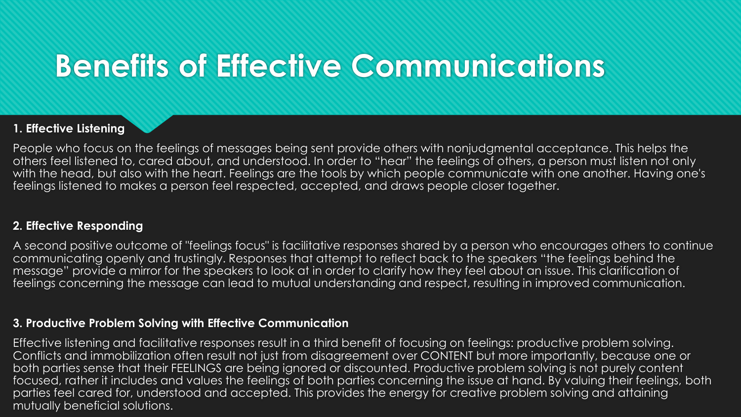# Benefits of Effective Communications

**1. Effective Listening**

People who focus on the feelings of messages being sent provide others with nonjudgmental acceptance. This helps the others feel listened to, cared about, and understood. In order to “hear” the feelings of others, a person must listen not only with the head, but also with the heart. Feelings are the tools by which people communicate with one another. Having one's feelings listened to makes a person feel respected, accepted, and draws people closer together.

**2. Effective Responding**

A second positive outcome of "feelings focus" is facilitative responses shared by a person who encourages others to continue communicating openly and trustingly. Responses that attempt to reflect back to the speakers “the feelings behind the message” provide a mirror for the speakers to look at in order to clarify how they feel about an issue. This clarification of feelings concerning the message can lead to mutual understanding and respect, resulting in improved communication.

**3. Productive Problem Solving with Effective Communication**

Effective listening and facilitative responses result in a third benefit of focusing on feelings: productive problem solving. Conflicts and immobilization often result not just from disagreement over CONTENT but more importantly, because one or both parties sense that their FEELINGS are being ignored or discounted. Productive problem solving is not purely content focused, rather it includes and values the feelings of both parties concerning the issue at hand. By valuing their feelings, both parties feel cared for, understood and accepted. This provides the energy for creative problem solving and attaining mutually beneficial solutions.